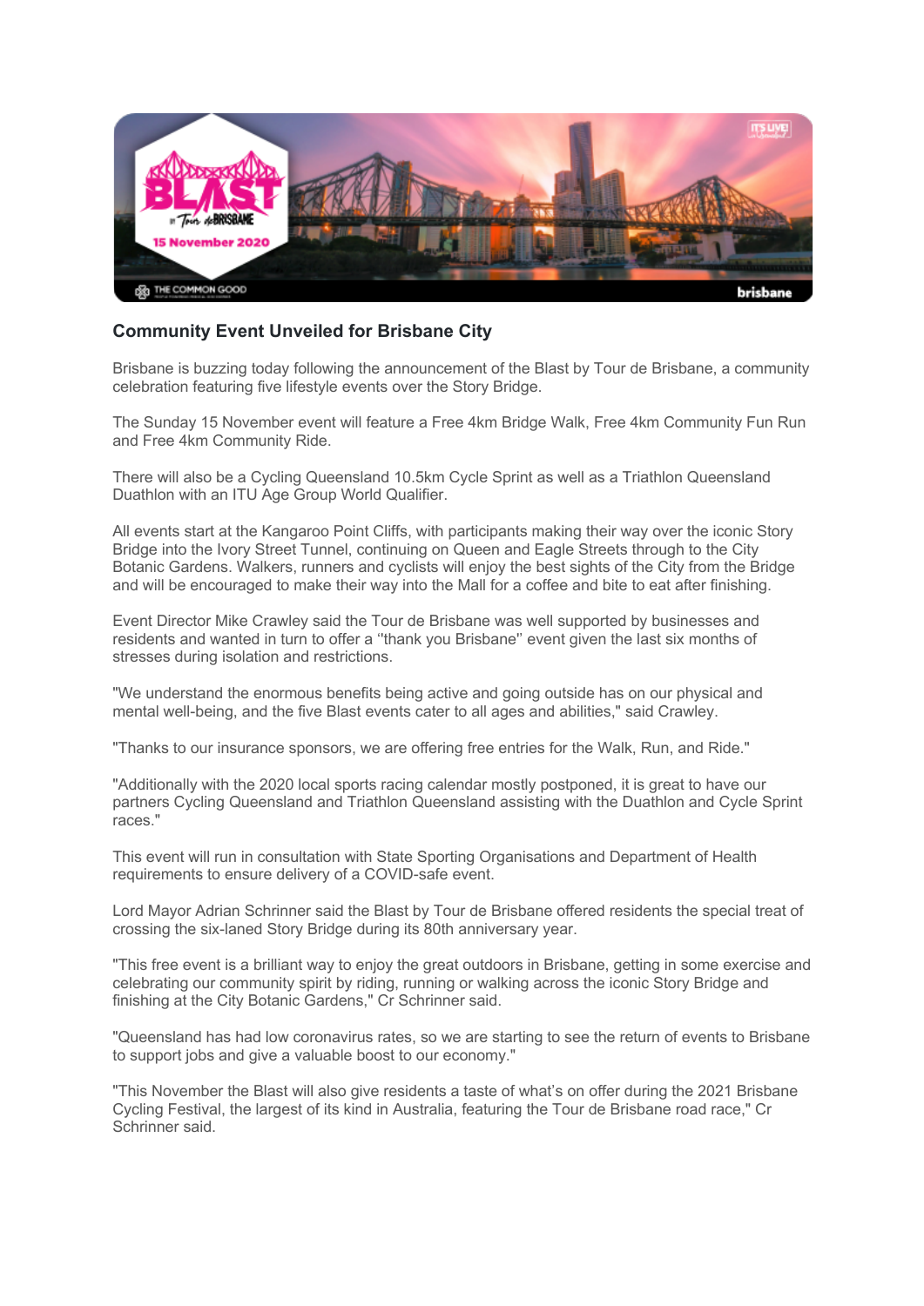## Community Event Unveiled for Brisbane City

Brisbane is buzzing today following the announcement of the Blast by Tour de Brisbane, a community celebration featuring five lifestyle events over the Story Bridge.

The Sunday 15 November event will feature a Free 4km Bridge Walk, Free 4km Community Fun Run and Free 4km Community Ride.

There will also be a Cycling Queensland 10.5km Cycle Sprint as well as a Triathlon Queensland Duathlon with an ITU Age Group World Qualifier.

All events start at the Kangaroo Point Cliffs, with participants making their way over the iconic Story Bridge into the Ivory Street Tunnel, continuing on Queen and Eagle Streets through to the City Botanic Gardens. Walkers, runners and cyclists will enjoy the best sights of the City from the Bridge and will be encouraged to make their way into the Mall for a coffee and bite to eat after finishing.

Event Director Mike Crawley said the Tour de Brisbane was well supported by businesses and residents and wanted in turn to offer a "thank you Brisbane" event given the last six months of stresses during isolation and restrictions.

"We understand the enormous benefits being active and going outside has on our physical and mental well-being, and the five Blast events cater to all ages and abilities," said Crawley.

"Thanks to our insurance sponsors, we are offering free entries for the Walk, Run, and Ride."

"Additionally with the 2020 local sports racing calendar mostly postponed, it is great to have our partners Cycling Queensland and Triathlon Queensland assisting with the Duathlon and Cycle Sprint races."

This event will run in consultation with State Sporting Organisations and Department of Health requirements to ensure delivery of a COVID-safe event.

Lord Mayor Adrian Schrinner said the Blast by Tour de Brisbane offered residents the special treat of crossing the six-laned Story Bridge during its 80th anniversary year.

"This free event is a brilliant way to enjoy the great outdoors in Brisbane, getting in some exercise and celebrating our community spirit by riding, running or walking across the iconic Story Bridge and finishing at the City Botanic Gardens," Cr Schrinner said.

"Queensland has had low coronavirus rates, so we are starting to see the return of events to Brisbane to support jobs and give a valuable boost to our economy."

"This November the Blast will also give residents a taste of what's on offer during the 2021 Brisbane Cycling Festival, the largest of its kind in Australia, featuring the Tour de Brisbane road race," Cr Schrinner said.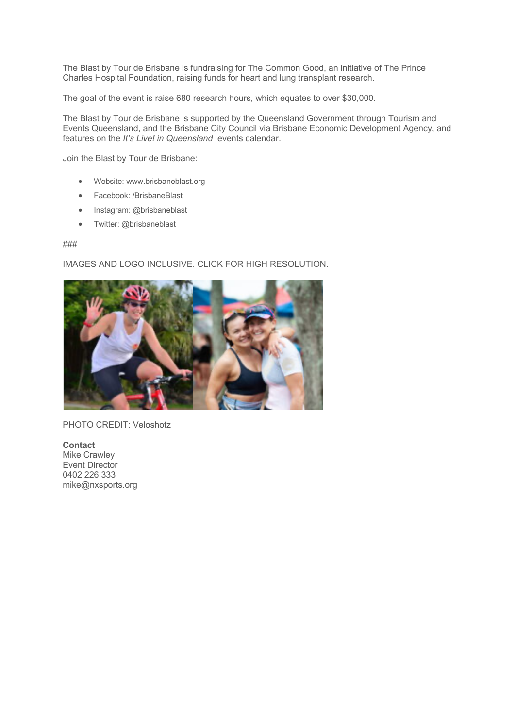The Blast by Tour de Brisbane is fundraising for The Common Good, an initiative of The Prince Charles Hospital Foundation, raising funds for heart and lung transplant research.

The goal of the event is raise 680 research hours, which equates to over $30,000.

The Blast by Tour de Brisbane is supported by the Queensland Government through Tourism and Events Queensland, and the Brisbane City Council via Brisbane Economic Development Agency, and features on the *It's Live! in Queensland* events calendar.

Join the Blast by Tour de Brisbane:

- Website: www.brisbaneblast.org
- Facebook: /BrisbaneBlast
- Instagram: @brisbaneblast
- Twitter: @brisbaneblast

###

IMAGES AND LOGO INCLUSIVE. CLICK FOR HIGH RESOLUTION.

PHOTO CREDIT: Veloshotz

**Contact**
Mike Crawley
Event Director
0402 226 333
mike@nxsports.org